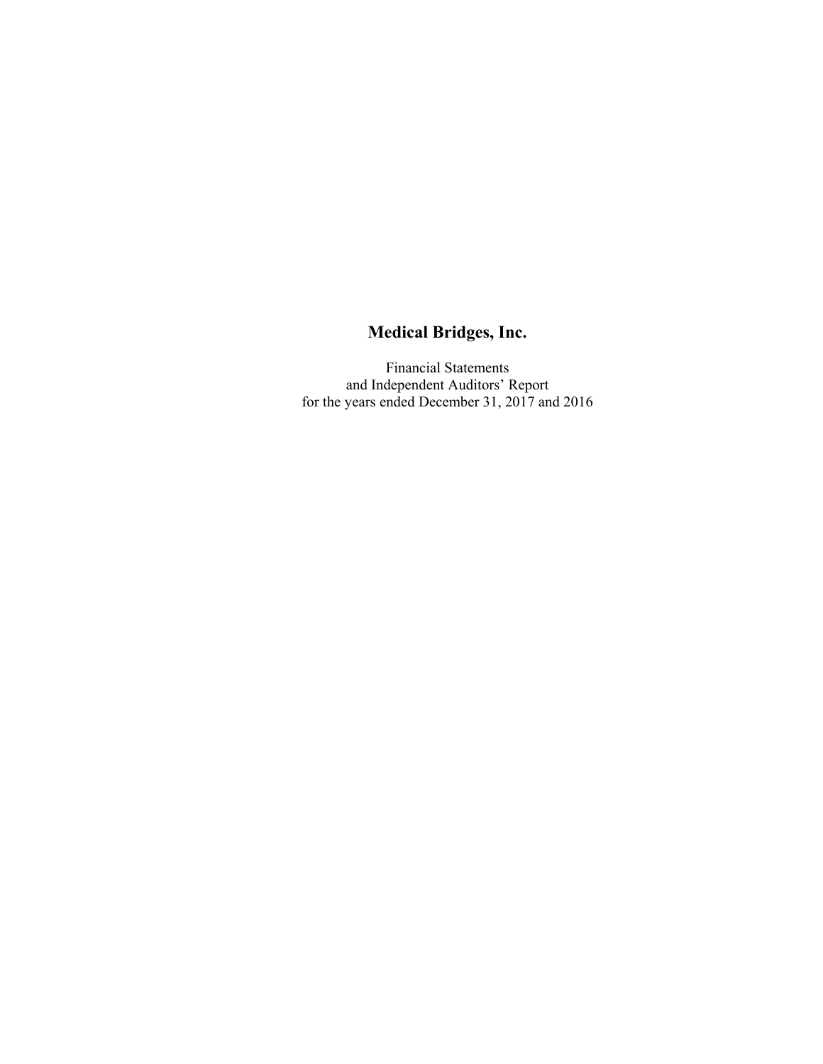# Medical Bridges, Inc.

Financial Statements
and Independent Auditors' Report
for the years ended December 31, 2017 and 2016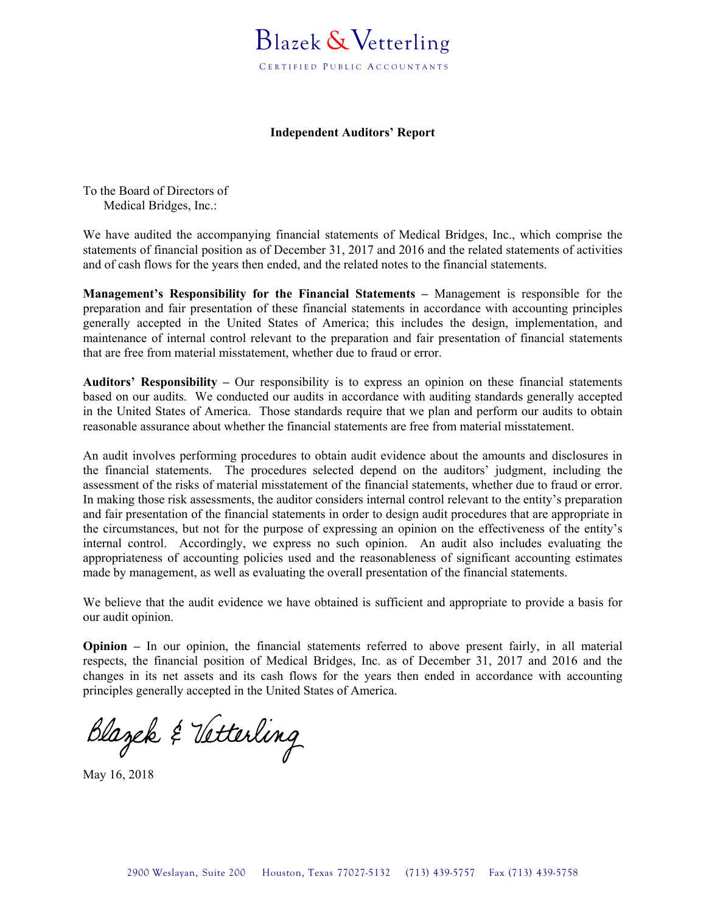Blazek & Vetterling

CERTIFIED PUBLIC ACCOUNTANTS

## Independent Auditors' Report

To the Board of Directors of
Medical Bridges, Inc.:

We have audited the accompanying financial statements of Medical Bridges, Inc., which comprise the statements of financial position as of December 31, 2017 and 2016 and the related statements of activities and of cash flows for the years then ended, and the related notes to the financial statements.

**Management's Responsibility for the Financial Statements –** Management is responsible for the preparation and fair presentation of these financial statements in accordance with accounting principles generally accepted in the United States of America; this includes the design, implementation, and maintenance of internal control relevant to the preparation and fair presentation of financial statements that are free from material misstatement, whether due to fraud or error.

**Auditors' Responsibility –** Our responsibility is to express an opinion on these financial statements based on our audits. We conducted our audits in accordance with auditing standards generally accepted in the United States of America. Those standards require that we plan and perform our audits to obtain reasonable assurance about whether the financial statements are free from material misstatement.

An audit involves performing procedures to obtain audit evidence about the amounts and disclosures in the financial statements. The procedures selected depend on the auditors' judgment, including the assessment of the risks of material misstatement of the financial statements, whether due to fraud or error. In making those risk assessments, the auditor considers internal control relevant to the entity's preparation and fair presentation of the financial statements in order to design audit procedures that are appropriate in the circumstances, but not for the purpose of expressing an opinion on the effectiveness of the entity's internal control. Accordingly, we express no such opinion. An audit also includes evaluating the appropriateness of accounting policies used and the reasonableness of significant accounting estimates made by management, as well as evaluating the overall presentation of the financial statements.

We believe that the audit evidence we have obtained is sufficient and appropriate to provide a basis for our audit opinion.

**Opinion –** In our opinion, the financial statements referred to above present fairly, in all material respects, the financial position of Medical Bridges, Inc. as of December 31, 2017 and 2016 and the changes in its net assets and its cash flows for the years then ended in accordance with accounting principles generally accepted in the United States of America.

Blazek & Vetterling

May 16, 2018

2900 Weslayan, Suite 200 Houston, Texas 77027-5132 (713) 439-5757 Fax (713) 439-5758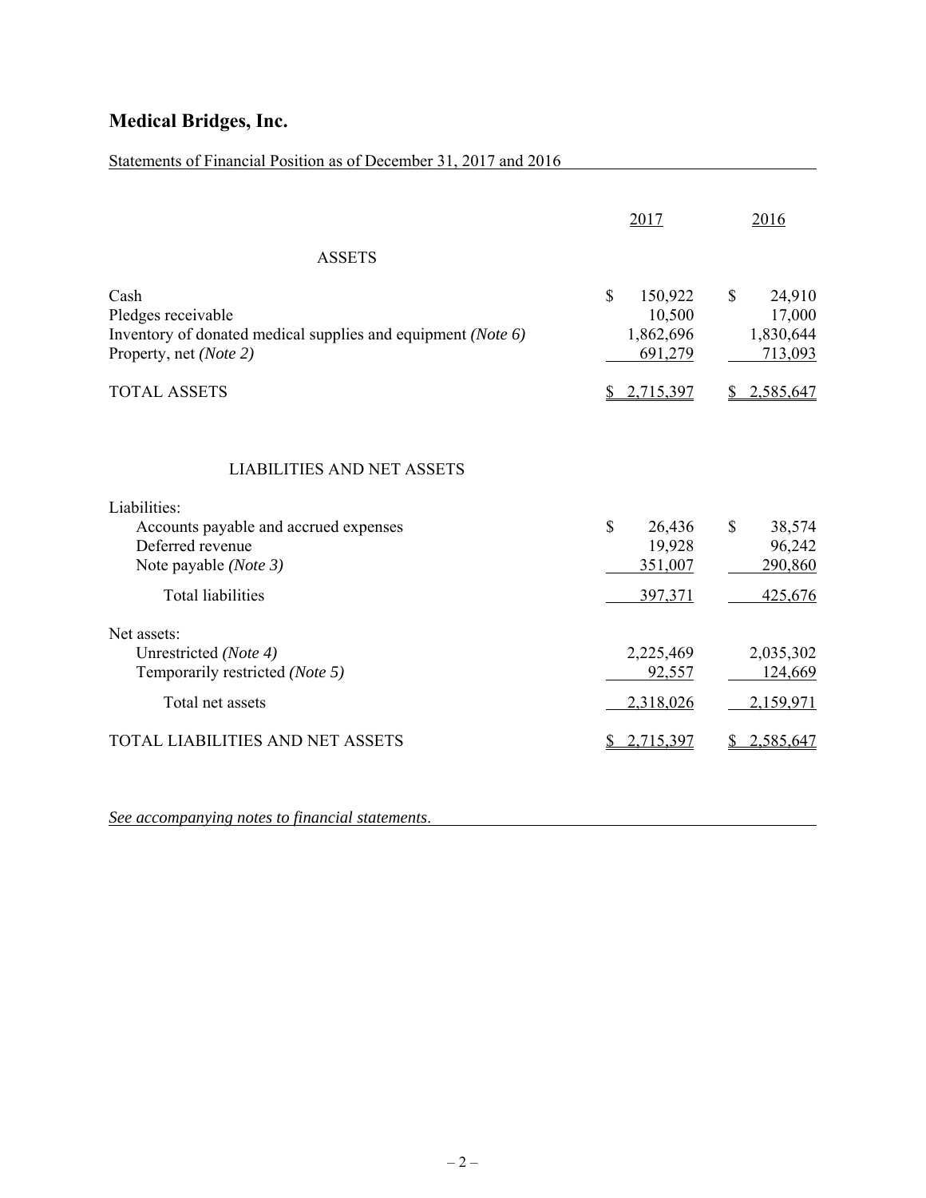# Medical Bridges, Inc.

Statements of Financial Position as of December 31, 2017 and 2016

| | 2017 | 2016 |
|---|---|---|
| **ASSETS** | | |
| Cash | $ 150,922 | $ 24,910 |
| Pledges receivable | 10,500 | 17,000 |
| Inventory of donated medical supplies and equipment *(Note 6)* | 1,862,696 | 1,830,644 |
| Property, net *(Note 2)* | 691,279 | 713,093 |
| TOTAL ASSETS | $ 2,715,397 | $ 2,585,647 |
| **LIABILITIES AND NET ASSETS** | | |
| Liabilities: | | |
| Accounts payable and accrued expenses | $ 26,436 | $ 38,574 |
| Deferred revenue | 19,928 | 96,242 |
| Note payable *(Note 3)* | 351,007 | 290,860 |
| Total liabilities | 397,371 | 425,676 |
| Net assets: | | |
| Unrestricted *(Note 4)* | 2,225,469 | 2,035,302 |
| Temporarily restricted *(Note 5)* | 92,557 | 124,669 |
| Total net assets | 2,318,026 | 2,159,971 |
| TOTAL LIABILITIES AND NET ASSETS | $ 2,715,397 | $ 2,585,647 |

*See accompanying notes to financial statements.*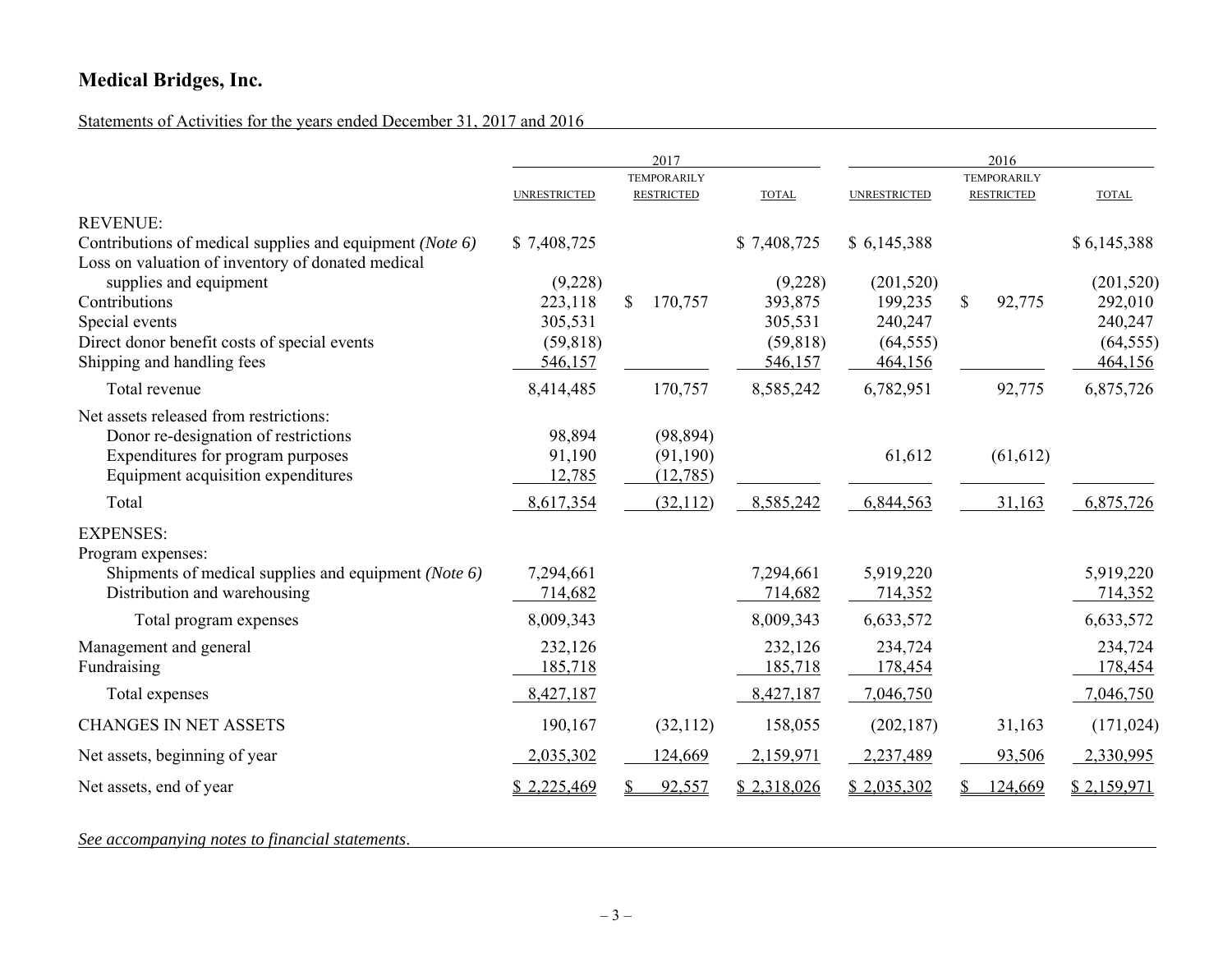# Medical Bridges, Inc.

Statements of Activities for the years ended December 31, 2017 and 2016

| | 2017 | | | 2016 | | |
|---|---|---|---|---|---|---|
| | UNRESTRICTED | TEMPORARILY RESTRICTED | TOTAL | UNRESTRICTED | TEMPORARILY RESTRICTED | TOTAL |
| REVENUE: | | | | | | |
| Contributions of medical supplies and equipment *(Note 6)* | $ 7,408,725 | | $ 7,408,725 | $ 6,145,388 | | $ 6,145,388 |
| Loss on valuation of inventory of donated medical supplies and equipment | (9,228) | | (9,228) | (201,520) | | (201,520) |
| Contributions | 223,118 | $ 170,757 | 393,875 | 199,235 | $ 92,775 | 292,010 |
| Special events | 305,531 | | 305,531 | 240,247 | | 240,247 |
| Direct donor benefit costs of special events | (59,818) | | (59,818) | (64,555) | | (64,555) |
| Shipping and handling fees | 546,157 | | 546,157 | 464,156 | | 464,156 |
| Total revenue | 8,414,485 | 170,757 | 8,585,242 | 6,782,951 | 92,775 | 6,875,726 |
| Net assets released from restrictions: | | | | | | |
| Donor re-designation of restrictions | 98,894 | (98,894) | | | | |
| Expenditures for program purposes | 91,190 | (91,190) | | 61,612 | (61,612) | |
| Equipment acquisition expenditures | 12,785 | (12,785) | | | | |
| Total | 8,617,354 | (32,112) | 8,585,242 | 6,844,563 | 31,163 | 6,875,726 |
| EXPENSES: | | | | | | |
| Program expenses: | | | | | | |
| Shipments of medical supplies and equipment *(Note 6)* | 7,294,661 | | 7,294,661 | 5,919,220 | | 5,919,220 |
| Distribution and warehousing | 714,682 | | 714,682 | 714,352 | | 714,352 |
| Total program expenses | 8,009,343 | | 8,009,343 | 6,633,572 | | 6,633,572 |
| Management and general | 232,126 | | 232,126 | 234,724 | | 234,724 |
| Fundraising | 185,718 | | 185,718 | 178,454 | | 178,454 |
| Total expenses | 8,427,187 | | 8,427,187 | 7,046,750 | | 7,046,750 |
| CHANGES IN NET ASSETS | 190,167 | (32,112) | 158,055 | (202,187) | 31,163 | (171,024) |
| Net assets, beginning of year | 2,035,302 | 124,669 | 2,159,971 | 2,237,489 | 93,506 | 2,330,995 |
| Net assets, end of year | $ 2,225,469 | $ 92,557 | $ 2,318,026 | $ 2,035,302 | $ 124,669 | $ 2,159,971 |

*See accompanying notes to financial statements*.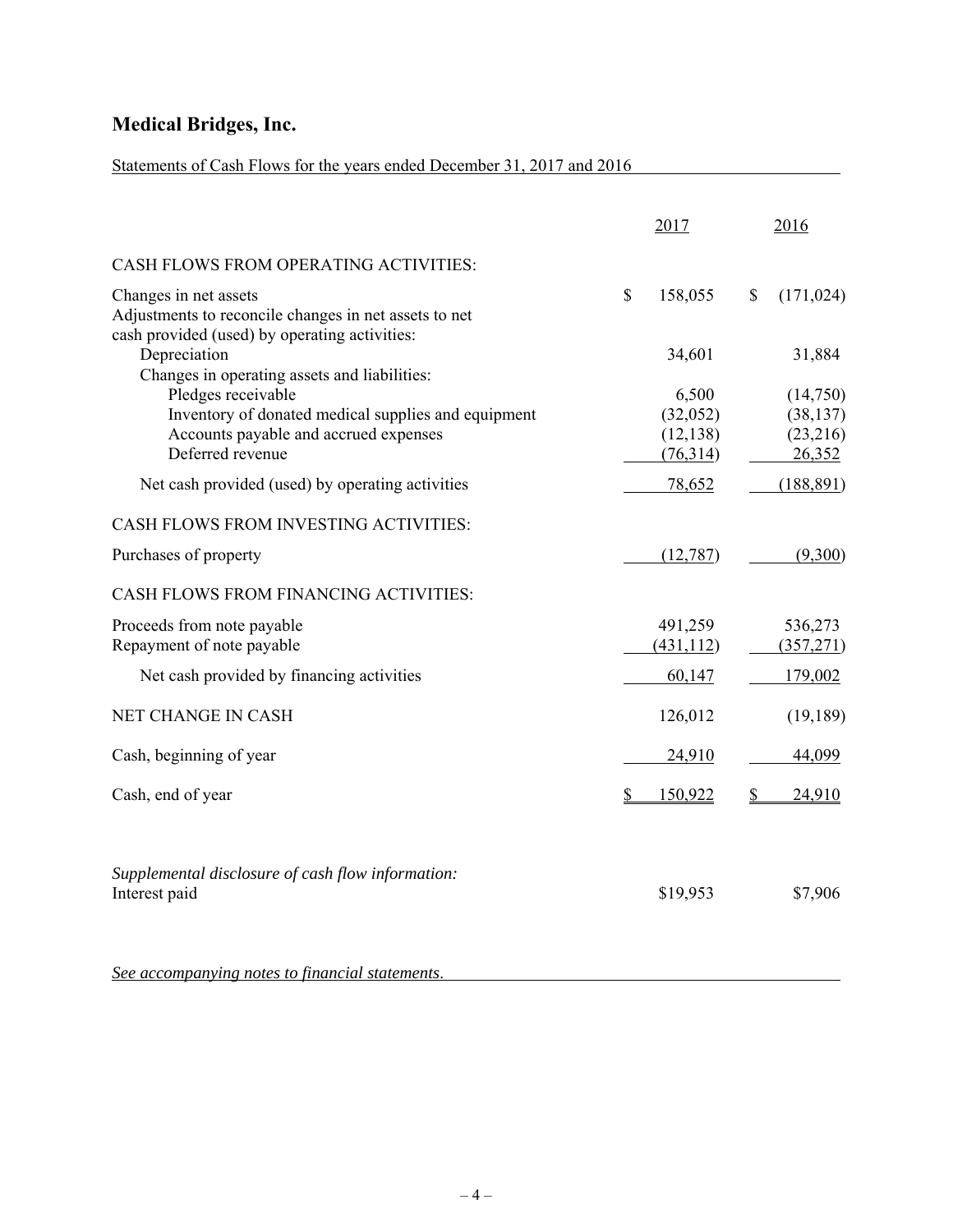# Medical Bridges, Inc.

Statements of Cash Flows for the years ended December 31, 2017 and 2016

| | 2017 | 2016 |
|---|---|---|
| CASH FLOWS FROM OPERATING ACTIVITIES: | | |
| Changes in net assets | $ 158,055 | $ (171,024) |
| Adjustments to reconcile changes in net assets to net cash provided (used) by operating activities: | | |
| Depreciation | 34,601 | 31,884 |
| Changes in operating assets and liabilities: | | |
| Pledges receivable | 6,500 | (14,750) |
| Inventory of donated medical supplies and equipment | (32,052) | (38,137) |
| Accounts payable and accrued expenses | (12,138) | (23,216) |
| Deferred revenue | (76,314) | 26,352 |
| Net cash provided (used) by operating activities | 78,652 | (188,891) |
| CASH FLOWS FROM INVESTING ACTIVITIES: | | |
| Purchases of property | (12,787) | (9,300) |
| CASH FLOWS FROM FINANCING ACTIVITIES: | | |
| Proceeds from note payable | 491,259 | 536,273 |
| Repayment of note payable | (431,112) | (357,271) |
| Net cash provided by financing activities | 60,147 | 179,002 |
| NET CHANGE IN CASH | 126,012 | (19,189) |
| Cash, beginning of year | 24,910 | 44,099 |
| Cash, end of year | $ 150,922 | $ 24,910 |

*Supplemental disclosure of cash flow information:*

| | | |
|---|---|---|
| Interest paid | $19,953 | $7,906 |

*See accompanying notes to financial statements.*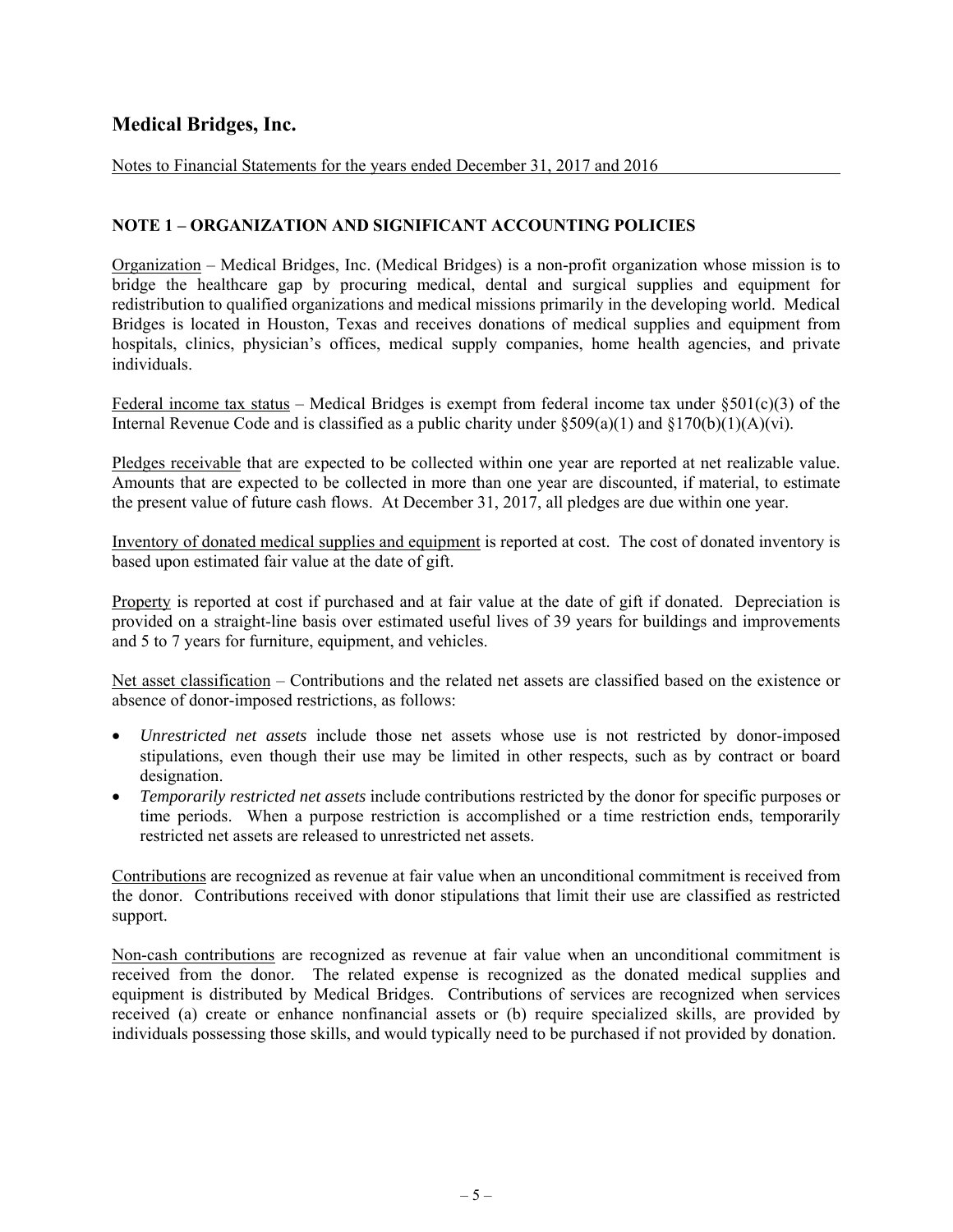# Medical Bridges, Inc.

Notes to Financial Statements for the years ended December 31, 2017 and 2016

## NOTE 1 – ORGANIZATION AND SIGNIFICANT ACCOUNTING POLICIES

Organization – Medical Bridges, Inc. (Medical Bridges) is a non-profit organization whose mission is to bridge the healthcare gap by procuring medical, dental and surgical supplies and equipment for redistribution to qualified organizations and medical missions primarily in the developing world. Medical Bridges is located in Houston, Texas and receives donations of medical supplies and equipment from hospitals, clinics, physician's offices, medical supply companies, home health agencies, and private individuals.

Federal income tax status – Medical Bridges is exempt from federal income tax under §501(c)(3) of the Internal Revenue Code and is classified as a public charity under §509(a)(1) and §170(b)(1)(A)(vi).

Pledges receivable that are expected to be collected within one year are reported at net realizable value. Amounts that are expected to be collected in more than one year are discounted, if material, to estimate the present value of future cash flows. At December 31, 2017, all pledges are due within one year.

Inventory of donated medical supplies and equipment is reported at cost. The cost of donated inventory is based upon estimated fair value at the date of gift.

Property is reported at cost if purchased and at fair value at the date of gift if donated. Depreciation is provided on a straight-line basis over estimated useful lives of 39 years for buildings and improvements and 5 to 7 years for furniture, equipment, and vehicles.

Net asset classification – Contributions and the related net assets are classified based on the existence or absence of donor-imposed restrictions, as follows:

- *Unrestricted net assets* include those net assets whose use is not restricted by donor-imposed stipulations, even though their use may be limited in other respects, such as by contract or board designation.
- *Temporarily restricted net assets* include contributions restricted by the donor for specific purposes or time periods. When a purpose restriction is accomplished or a time restriction ends, temporarily restricted net assets are released to unrestricted net assets.

Contributions are recognized as revenue at fair value when an unconditional commitment is received from the donor. Contributions received with donor stipulations that limit their use are classified as restricted support.

Non-cash contributions are recognized as revenue at fair value when an unconditional commitment is received from the donor. The related expense is recognized as the donated medical supplies and equipment is distributed by Medical Bridges. Contributions of services are recognized when services received (a) create or enhance nonfinancial assets or (b) require specialized skills, are provided by individuals possessing those skills, and would typically need to be purchased if not provided by donation.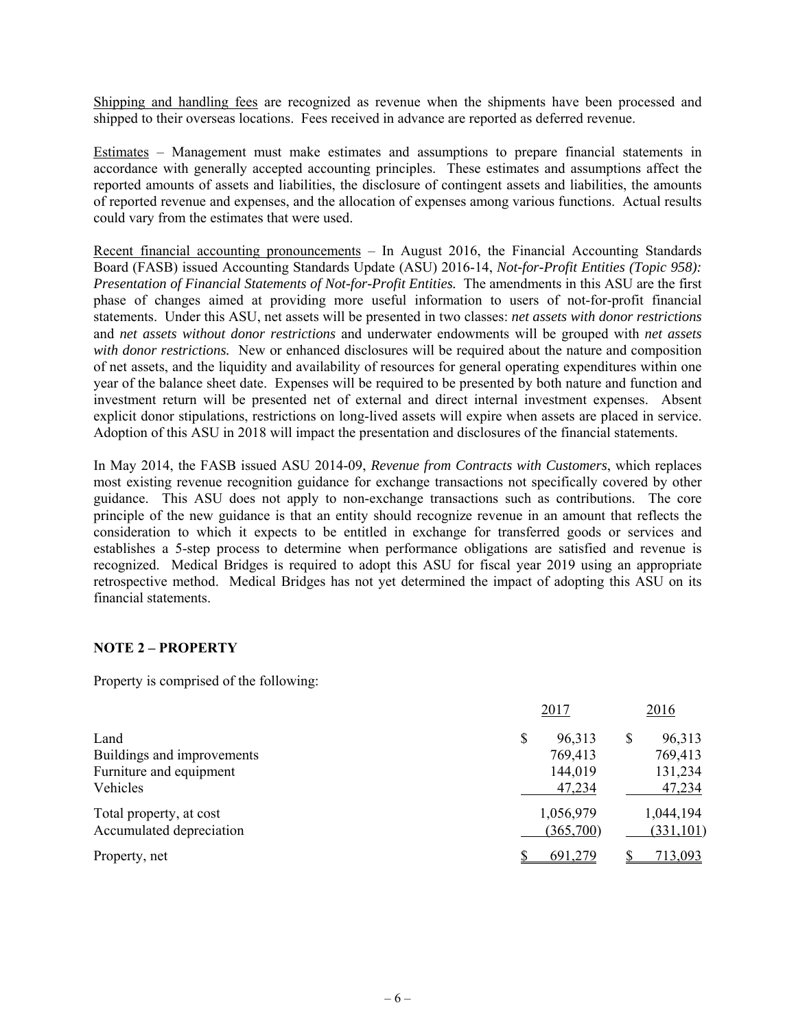Shipping and handling fees are recognized as revenue when the shipments have been processed and shipped to their overseas locations. Fees received in advance are reported as deferred revenue.

Estimates – Management must make estimates and assumptions to prepare financial statements in accordance with generally accepted accounting principles. These estimates and assumptions affect the reported amounts of assets and liabilities, the disclosure of contingent assets and liabilities, the amounts of reported revenue and expenses, and the allocation of expenses among various functions. Actual results could vary from the estimates that were used.

Recent financial accounting pronouncements – In August 2016, the Financial Accounting Standards Board (FASB) issued Accounting Standards Update (ASU) 2016-14, *Not-for-Profit Entities (Topic 958): Presentation of Financial Statements of Not-for-Profit Entities.* The amendments in this ASU are the first phase of changes aimed at providing more useful information to users of not-for-profit financial statements. Under this ASU, net assets will be presented in two classes: ***net assets with donor restrictions*** and ***net assets without donor restrictions*** and underwater endowments will be grouped with ***net assets with donor restrictions.*** New or enhanced disclosures will be required about the nature and composition of net assets, and the liquidity and availability of resources for general operating expenditures within one year of the balance sheet date. Expenses will be required to be presented by both nature and function and investment return will be presented net of external and direct internal investment expenses. Absent explicit donor stipulations, restrictions on long-lived assets will expire when assets are placed in service. Adoption of this ASU in 2018 will impact the presentation and disclosures of the financial statements.

In May 2014, the FASB issued ASU 2014-09, *Revenue from Contracts with Customers*, which replaces most existing revenue recognition guidance for exchange transactions not specifically covered by other guidance. This ASU does not apply to non-exchange transactions such as contributions. The core principle of the new guidance is that an entity should recognize revenue in an amount that reflects the consideration to which it expects to be entitled in exchange for transferred goods or services and establishes a 5-step process to determine when performance obligations are satisfied and revenue is recognized. Medical Bridges is required to adopt this ASU for fiscal year 2019 using an appropriate retrospective method. Medical Bridges has not yet determined the impact of adopting this ASU on its financial statements.

## NOTE 2 – PROPERTY

Property is comprised of the following:

| | 2017 | 2016 |
|---|---|---|
| Land | $ 96,313 | $ 96,313 |
| Buildings and improvements | 769,413 | 769,413 |
| Furniture and equipment | 144,019 | 131,234 |
| Vehicles | 47,234 | 47,234 |
| Total property, at cost | 1,056,979 | 1,044,194 |
| Accumulated depreciation | (365,700) | (331,101) |
| Property, net | $ 691,279 | $ 713,093 |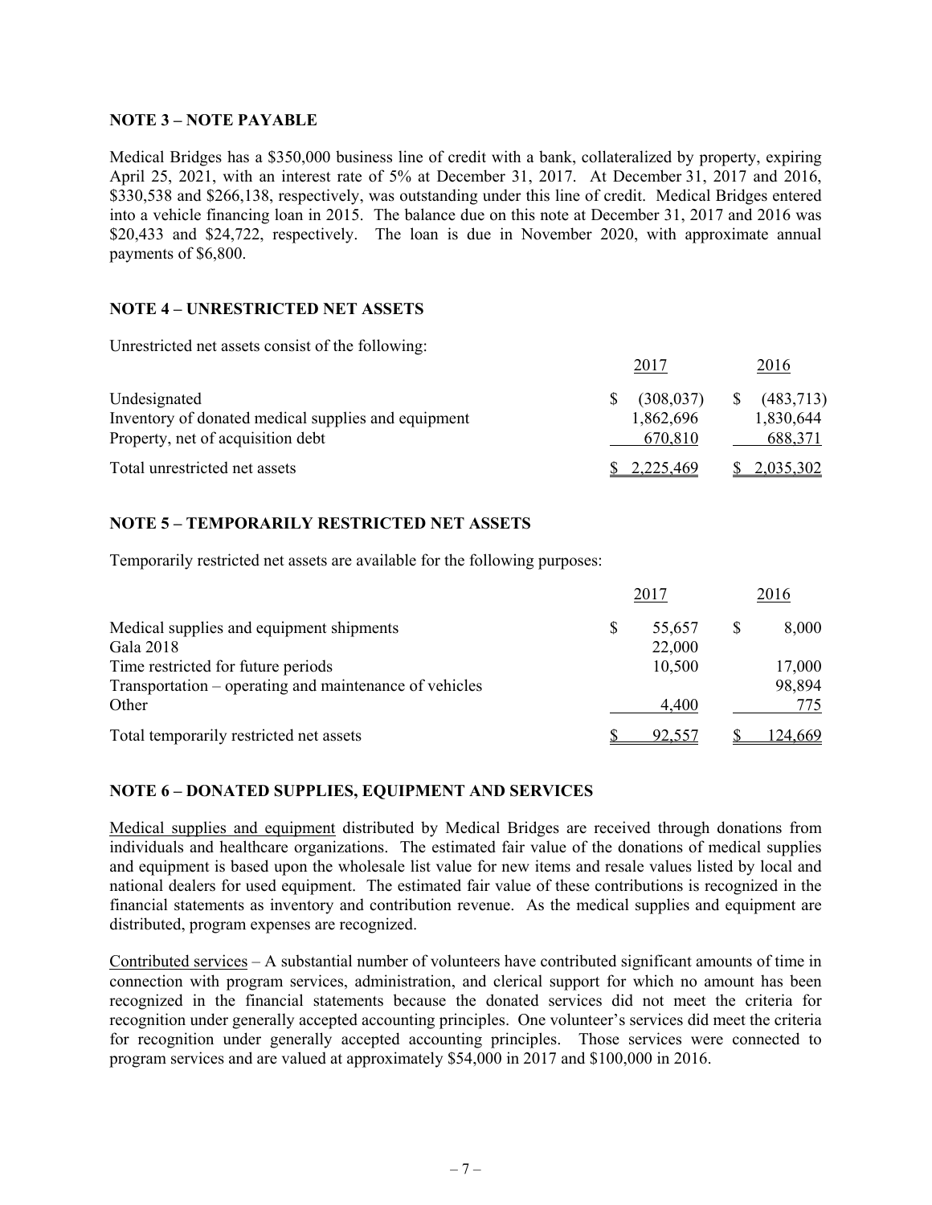## NOTE 3 – NOTE PAYABLE

Medical Bridges has a $350,000 business line of credit with a bank, collateralized by property, expiring April 25, 2021, with an interest rate of 5% at December 31, 2017. At December 31, 2017 and 2016, $330,538 and $266,138, respectively, was outstanding under this line of credit. Medical Bridges entered into a vehicle financing loan in 2015. The balance due on this note at December 31, 2017 and 2016 was $20,433 and $24,722, respectively. The loan is due in November 2020, with approximate annual payments of $6,800.

## NOTE 4 – UNRESTRICTED NET ASSETS

Unrestricted net assets consist of the following:

| | 2017 | 2016 |
|---|---|---|
| Undesignated | $ (308,037) | $ (483,713) |
| Inventory of donated medical supplies and equipment | 1,862,696 | 1,830,644 |
| Property, net of acquisition debt | 670,810 | 688,371 |
| Total unrestricted net assets | $ 2,225,469 | $ 2,035,302 |

## NOTE 5 – TEMPORARILY RESTRICTED NET ASSETS

Temporarily restricted net assets are available for the following purposes:

| | 2017 | 2016 |
|---|---|---|
| Medical supplies and equipment shipments | $ 55,657 | $ 8,000 |
| Gala 2018 | 22,000 | |
| Time restricted for future periods | 10,500 | 17,000 |
| Transportation – operating and maintenance of vehicles | | 98,894 |
| Other | 4,400 | 775 |
| Total temporarily restricted net assets | $ 92,557 | $ 124,669 |

## NOTE 6 – DONATED SUPPLIES, EQUIPMENT AND SERVICES

Medical supplies and equipment distributed by Medical Bridges are received through donations from individuals and healthcare organizations. The estimated fair value of the donations of medical supplies and equipment is based upon the wholesale list value for new items and resale values listed by local and national dealers for used equipment. The estimated fair value of these contributions is recognized in the financial statements as inventory and contribution revenue. As the medical supplies and equipment are distributed, program expenses are recognized.

Contributed services – A substantial number of volunteers have contributed significant amounts of time in connection with program services, administration, and clerical support for which no amount has been recognized in the financial statements because the donated services did not meet the criteria for recognition under generally accepted accounting principles. One volunteer's services did meet the criteria for recognition under generally accepted accounting principles. Those services were connected to program services and are valued at approximately $54,000 in 2017 and $100,000 in 2016.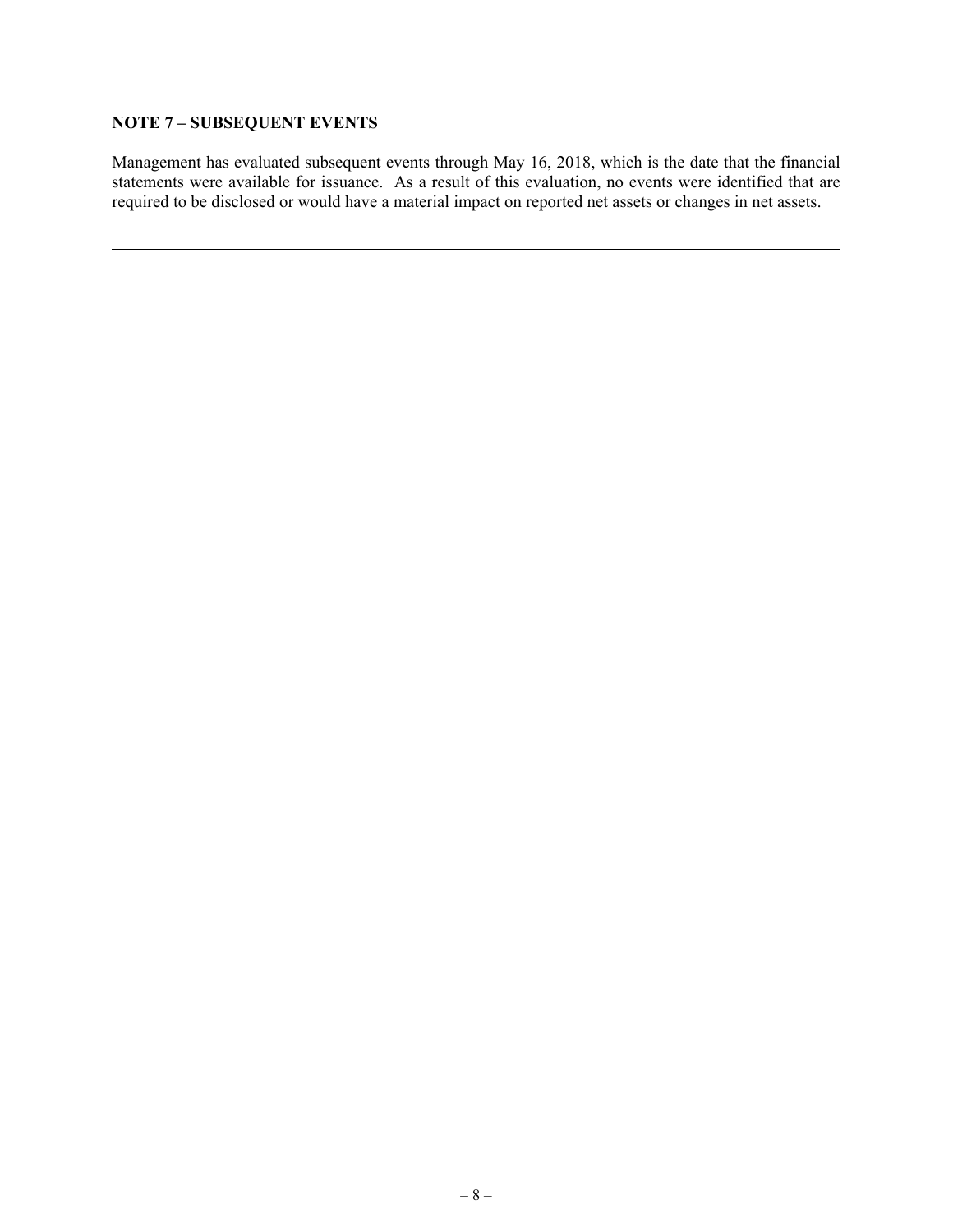**NOTE 7 – SUBSEQUENT EVENTS**

Management has evaluated subsequent events through May 16, 2018, which is the date that the financial statements were available for issuance. As a result of this evaluation, no events were identified that are required to be disclosed or would have a material impact on reported net assets or changes in net assets.